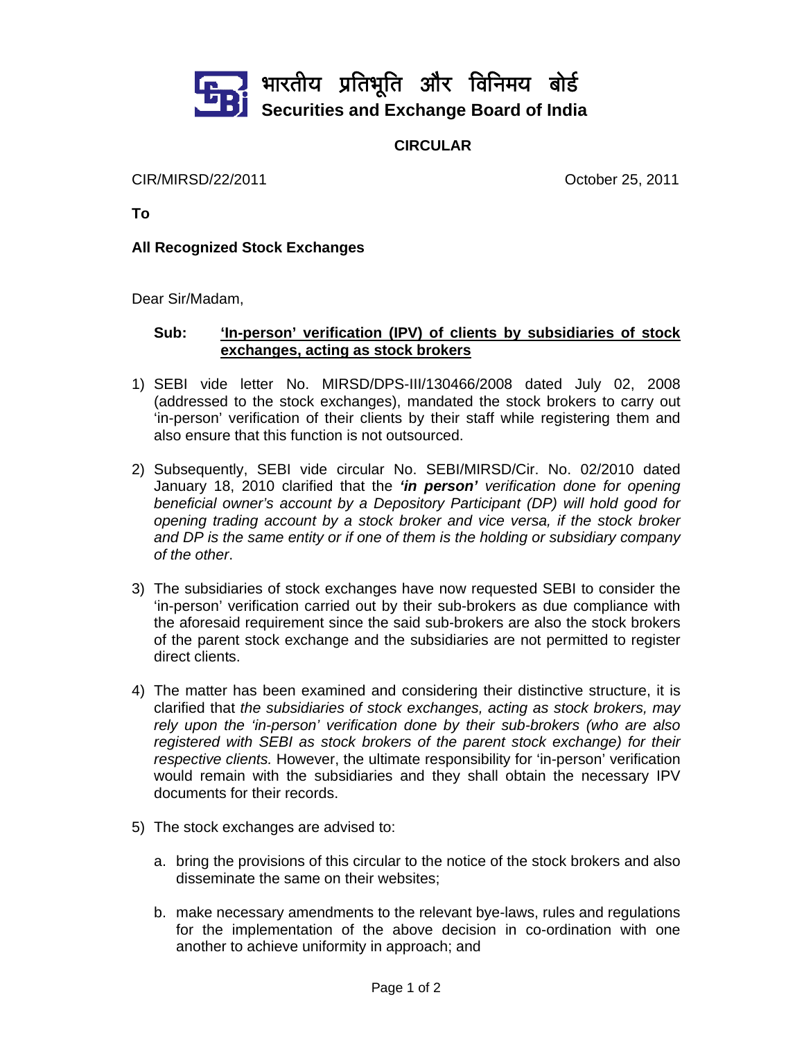भारतीय प्रतिभूति और विनिमय बोर्ड
**Securities and Exchange Board of India**

**CIRCULAR**

CIR/MIRSD/22/2011

October 25, 2011

**To**

**All Recognized Stock Exchanges**

Dear Sir/Madam,

**Sub: <u>'In-person' verification (IPV) of clients by subsidiaries of stock exchanges, acting as stock brokers</u>**

1) SEBI vide letter No. MIRSD/DPS-III/130466/2008 dated July 02, 2008 (addressed to the stock exchanges), mandated the stock brokers to carry out 'in-person' verification of their clients by their staff while registering them and also ensure that this function is not outsourced.

2) Subsequently, SEBI vide circular No. SEBI/MIRSD/Cir. No. 02/2010 dated January 18, 2010 clarified that the ***'in person'*** *verification done for opening beneficial owner's account by a Depository Participant (DP) will hold good for opening trading account by a stock broker and vice versa, if the stock broker and DP is the same entity or if one of them is the holding or subsidiary company of the other*.

3) The subsidiaries of stock exchanges have now requested SEBI to consider the 'in-person' verification carried out by their sub-brokers as due compliance with the aforesaid requirement since the said sub-brokers are also the stock brokers of the parent stock exchange and the subsidiaries are not permitted to register direct clients.

4) The matter has been examined and considering their distinctive structure, it is clarified that *the subsidiaries of stock exchanges, acting as stock brokers, may rely upon the 'in-person' verification done by their sub-brokers (who are also registered with SEBI as stock brokers of the parent stock exchange) for their respective clients.* However, the ultimate responsibility for 'in-person' verification would remain with the subsidiaries and they shall obtain the necessary IPV documents for their records.

5) The stock exchanges are advised to:

   a. bring the provisions of this circular to the notice of the stock brokers and also disseminate the same on their websites;

   b. make necessary amendments to the relevant bye-laws, rules and regulations for the implementation of the above decision in co-ordination with one another to achieve uniformity in approach; and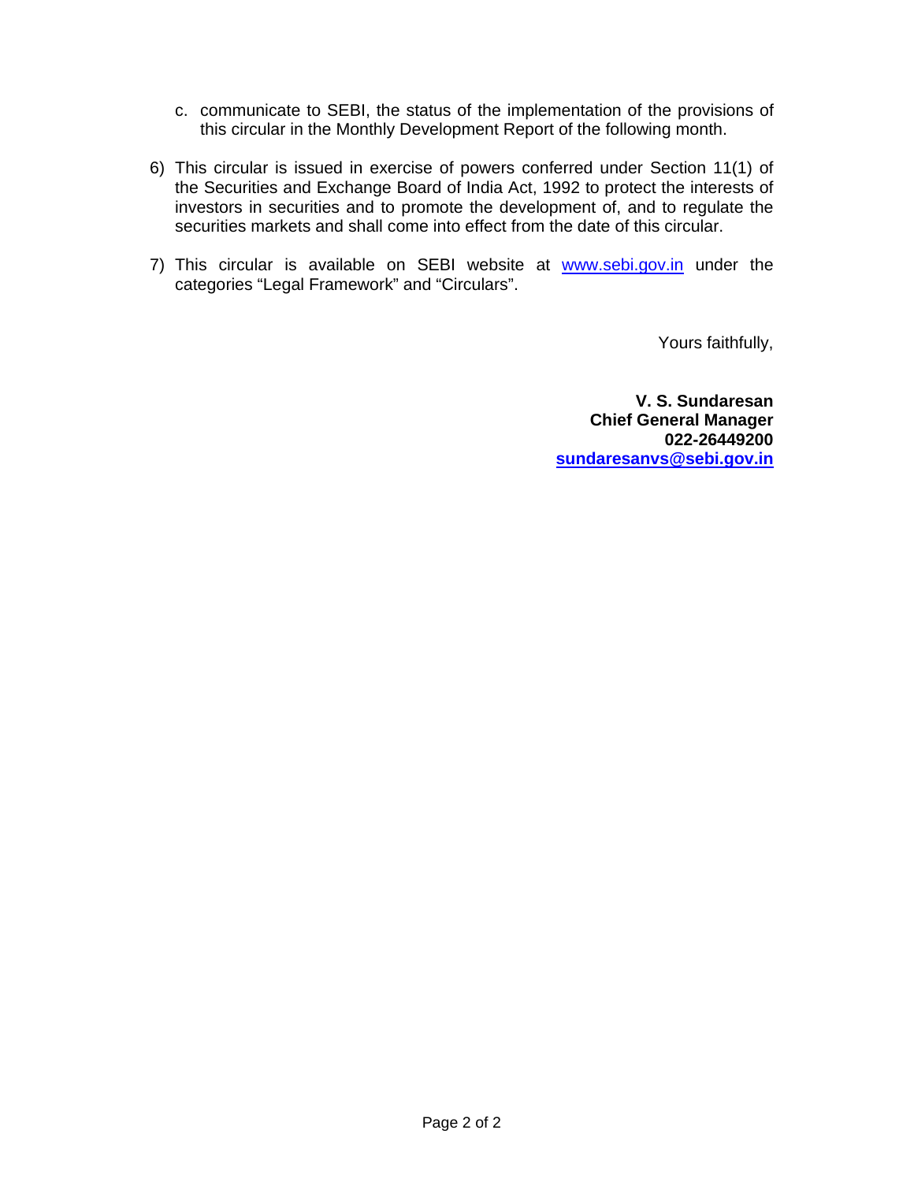c. communicate to SEBI, the status of the implementation of the provisions of this circular in the Monthly Development Report of the following month.

6) This circular is issued in exercise of powers conferred under Section 11(1) of the Securities and Exchange Board of India Act, 1992 to protect the interests of investors in securities and to promote the development of, and to regulate the securities markets and shall come into effect from the date of this circular.

7) This circular is available on SEBI website at www.sebi.gov.in under the categories "Legal Framework" and "Circulars".

Yours faithfully,

**V. S. Sundaresan**
**Chief General Manager**
**022-26449200**
**sundaresanvs@sebi.gov.in**